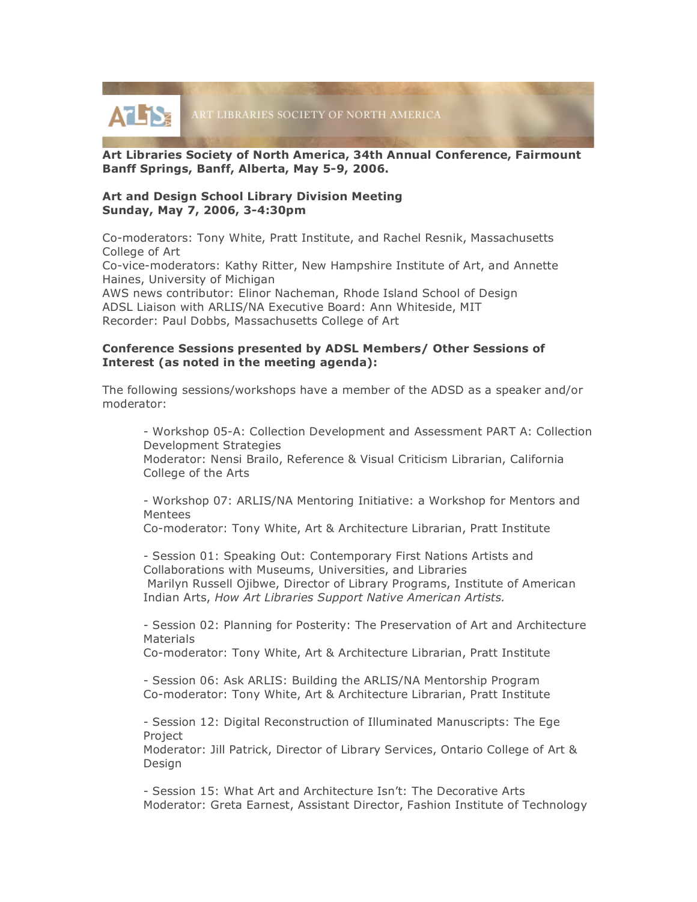ART LIBRARIES SOCIETY OF NORTH AMERICA

**Art Libraries Society of North America, 34th Annual Conference, Fairmount Banff Springs, Banff, Alberta, May 5-9, 2006.**

**Art and Design School Library Division Meeting**
**Sunday, May 7, 2006, 3-4:30pm**

Co-moderators: Tony White, Pratt Institute, and Rachel Resnik, Massachusetts College of Art
Co-vice-moderators: Kathy Ritter, New Hampshire Institute of Art, and Annette Haines, University of Michigan
AWS news contributor: Elinor Nacheman, Rhode Island School of Design
ADSL Liaison with ARLIS/NA Executive Board: Ann Whiteside, MIT
Recorder: Paul Dobbs, Massachusetts College of Art

**Conference Sessions presented by ADSL Members/ Other Sessions of Interest (as noted in the meeting agenda):**

The following sessions/workshops have a member of the ADSD as a speaker and/or moderator:

- Workshop 05-A: Collection Development and Assessment PART A: Collection Development Strategies
  Moderator: Nensi Brailo, Reference & Visual Criticism Librarian, California College of the Arts

- Workshop 07: ARLIS/NA Mentoring Initiative: a Workshop for Mentors and Mentees
  Co-moderator: Tony White, Art & Architecture Librarian, Pratt Institute

- Session 01: Speaking Out: Contemporary First Nations Artists and Collaborations with Museums, Universities, and Libraries
  Marilyn Russell Ojibwe, Director of Library Programs, Institute of American Indian Arts, *How Art Libraries Support Native American Artists.*

- Session 02: Planning for Posterity: The Preservation of Art and Architecture Materials
  Co-moderator: Tony White, Art & Architecture Librarian, Pratt Institute

- Session 06: Ask ARLIS: Building the ARLIS/NA Mentorship Program
  Co-moderator: Tony White, Art & Architecture Librarian, Pratt Institute

- Session 12: Digital Reconstruction of Illuminated Manuscripts: The Ege Project
  Moderator: Jill Patrick, Director of Library Services, Ontario College of Art & Design

- Session 15: What Art and Architecture Isn't: The Decorative Arts
  Moderator: Greta Earnest, Assistant Director, Fashion Institute of Technology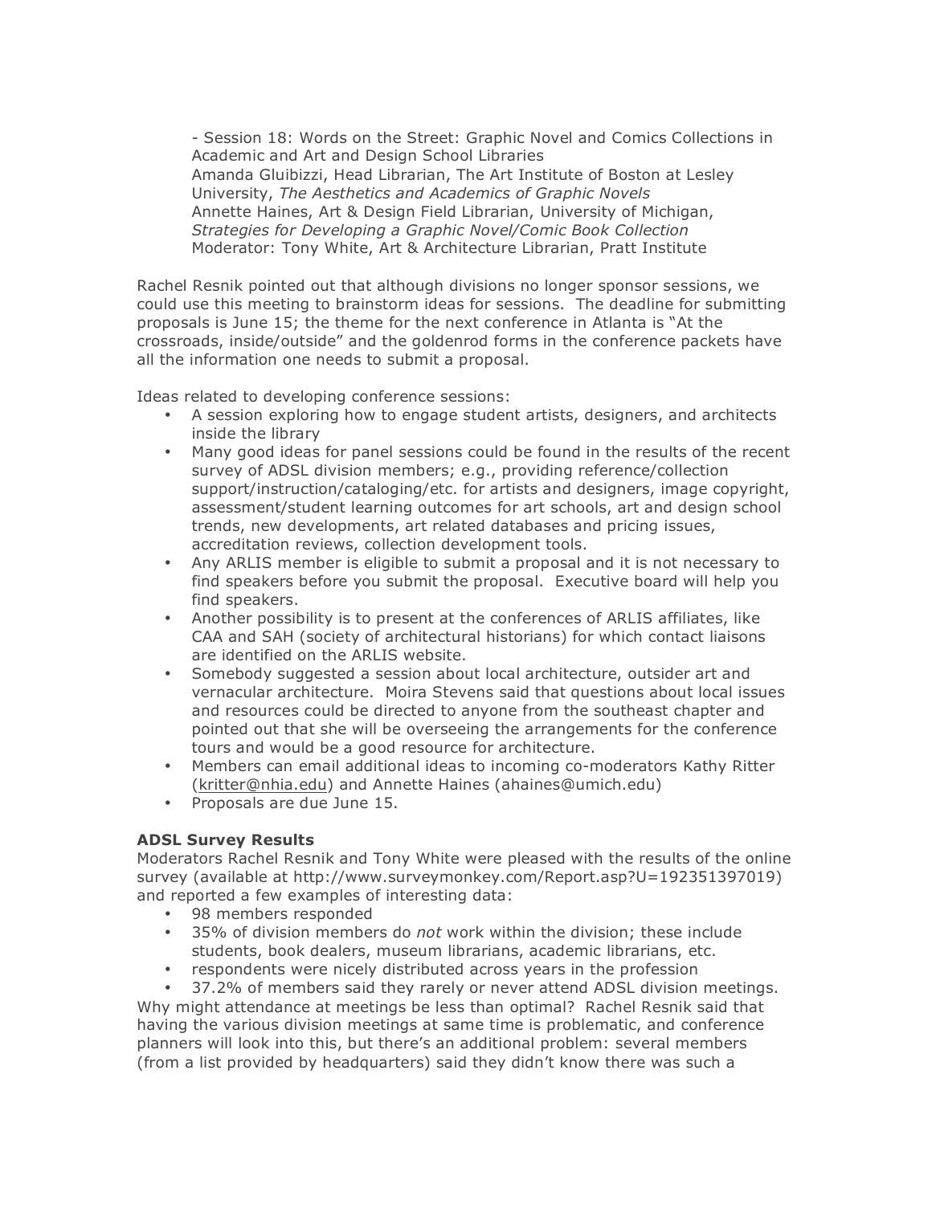- Session 18: Words on the Street: Graphic Novel and Comics Collections in Academic and Art and Design School Libraries
  Amanda Gluibizzi, Head Librarian, The Art Institute of Boston at Lesley University, *The Aesthetics and Academics of Graphic Novels*
  Annette Haines, Art & Design Field Librarian, University of Michigan, *Strategies for Developing a Graphic Novel/Comic Book Collection*
  Moderator: Tony White, Art & Architecture Librarian, Pratt Institute

Rachel Resnik pointed out that although divisions no longer sponsor sessions, we could use this meeting to brainstorm ideas for sessions. The deadline for submitting proposals is June 15; the theme for the next conference in Atlanta is "At the crossroads, inside/outside" and the goldenrod forms in the conference packets have all the information one needs to submit a proposal.

Ideas related to developing conference sessions:

- A session exploring how to engage student artists, designers, and architects inside the library
- Many good ideas for panel sessions could be found in the results of the recent survey of ADSL division members; e.g., providing reference/collection support/instruction/cataloging/etc. for artists and designers, image copyright, assessment/student learning outcomes for art schools, art and design school trends, new developments, art related databases and pricing issues, accreditation reviews, collection development tools.
- Any ARLIS member is eligible to submit a proposal and it is not necessary to find speakers before you submit the proposal. Executive board will help you find speakers.
- Another possibility is to present at the conferences of ARLIS affiliates, like CAA and SAH (society of architectural historians) for which contact liaisons are identified on the ARLIS website.
- Somebody suggested a session about local architecture, outsider art and vernacular architecture. Moira Stevens said that questions about local issues and resources could be directed to anyone from the southeast chapter and pointed out that she will be overseeing the arrangements for the conference tours and would be a good resource for architecture.
- Members can email additional ideas to incoming co-moderators Kathy Ritter (kritter@nhia.edu) and Annette Haines (ahaines@umich.edu)
- Proposals are due June 15.

**ADSL Survey Results**
Moderators Rachel Resnik and Tony White were pleased with the results of the online survey (available at http://www.surveymonkey.com/Report.asp?U=192351397019) and reported a few examples of interesting data:

- 98 members responded
- 35% of division members do *not* work within the division; these include students, book dealers, museum librarians, academic librarians, etc.
- respondents were nicely distributed across years in the profession
- 37.2% of members said they rarely or never attend ADSL division meetings.

Why might attendance at meetings be less than optimal? Rachel Resnik said that having the various division meetings at same time is problematic, and conference planners will look into this, but there's an additional problem: several members (from a list provided by headquarters) said they didn't know there was such a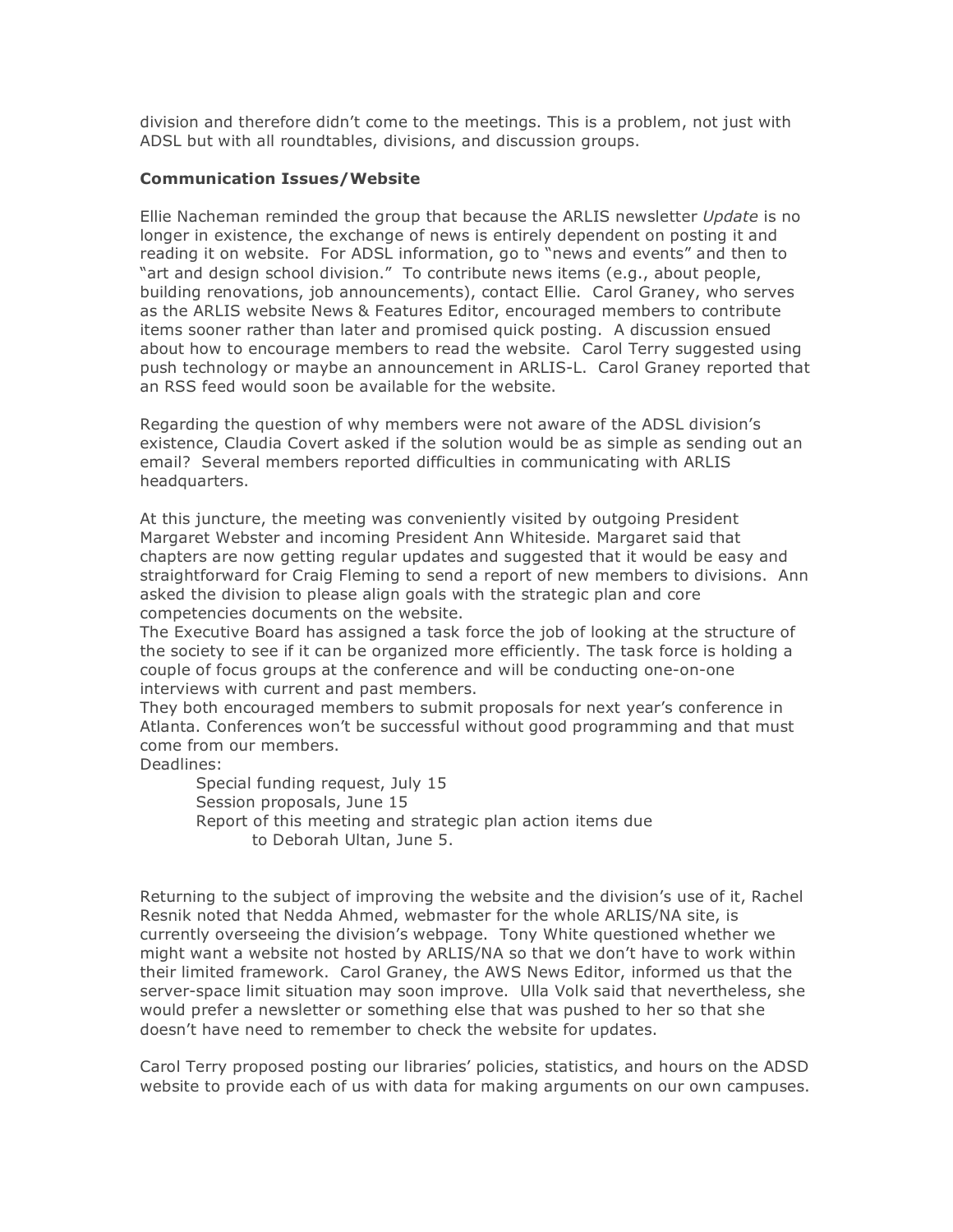division and therefore didn't come to the meetings. This is a problem, not just with ADSL but with all roundtables, divisions, and discussion groups.

**Communication Issues/Website**

Ellie Nacheman reminded the group that because the ARLIS newsletter *Update* is no longer in existence, the exchange of news is entirely dependent on posting it and reading it on website. For ADSL information, go to "news and events" and then to "art and design school division." To contribute news items (e.g., about people, building renovations, job announcements), contact Ellie. Carol Graney, who serves as the ARLIS website News & Features Editor, encouraged members to contribute items sooner rather than later and promised quick posting. A discussion ensued about how to encourage members to read the website. Carol Terry suggested using push technology or maybe an announcement in ARLIS-L. Carol Graney reported that an RSS feed would soon be available for the website.

Regarding the question of why members were not aware of the ADSL division's existence, Claudia Covert asked if the solution would be as simple as sending out an email? Several members reported difficulties in communicating with ARLIS headquarters.

At this juncture, the meeting was conveniently visited by outgoing President Margaret Webster and incoming President Ann Whiteside. Margaret said that chapters are now getting regular updates and suggested that it would be easy and straightforward for Craig Fleming to send a report of new members to divisions. Ann asked the division to please align goals with the strategic plan and core competencies documents on the website.

The Executive Board has assigned a task force the job of looking at the structure of the society to see if it can be organized more efficiently. The task force is holding a couple of focus groups at the conference and will be conducting one-on-one interviews with current and past members.

They both encouraged members to submit proposals for next year's conference in Atlanta. Conferences won't be successful without good programming and that must come from our members.

Deadlines:

- Special funding request, July 15
- Session proposals, June 15
- Report of this meeting and strategic plan action items due to Deborah Ultan, June 5.

Returning to the subject of improving the website and the division's use of it, Rachel Resnik noted that Nedda Ahmed, webmaster for the whole ARLIS/NA site, is currently overseeing the division's webpage. Tony White questioned whether we might want a website not hosted by ARLIS/NA so that we don't have to work within their limited framework. Carol Graney, the AWS News Editor, informed us that the server-space limit situation may soon improve. Ulla Volk said that nevertheless, she would prefer a newsletter or something else that was pushed to her so that she doesn't have need to remember to check the website for updates.

Carol Terry proposed posting our libraries' policies, statistics, and hours on the ADSD website to provide each of us with data for making arguments on our own campuses.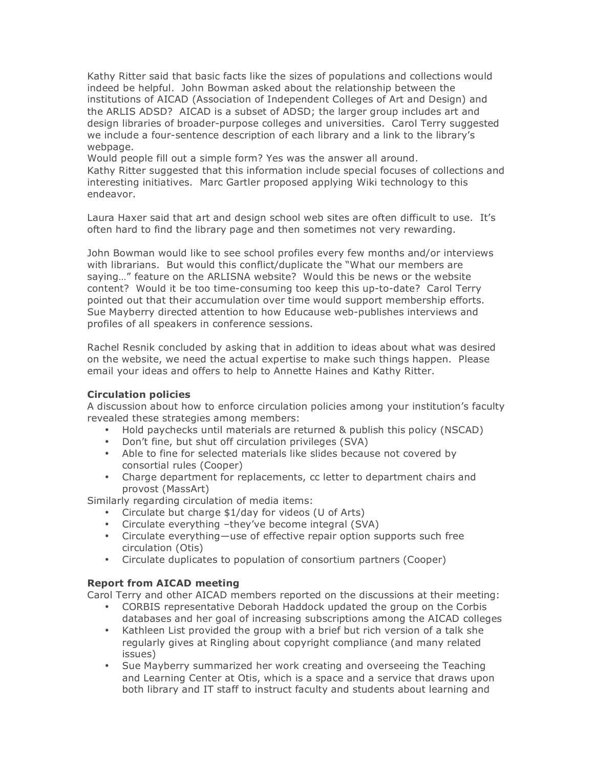Kathy Ritter said that basic facts like the sizes of populations and collections would indeed be helpful. John Bowman asked about the relationship between the institutions of AICAD (Association of Independent Colleges of Art and Design) and the ARLIS ADSD? AICAD is a subset of ADSD; the larger group includes art and design libraries of broader-purpose colleges and universities. Carol Terry suggested we include a four-sentence description of each library and a link to the library's webpage.
Would people fill out a simple form? Yes was the answer all around.
Kathy Ritter suggested that this information include special focuses of collections and interesting initiatives. Marc Gartler proposed applying Wiki technology to this endeavor.

Laura Haxer said that art and design school web sites are often difficult to use. It's often hard to find the library page and then sometimes not very rewarding.

John Bowman would like to see school profiles every few months and/or interviews with librarians. But would this conflict/duplicate the "What our members are saying…" feature on the ARLISNA website? Would this be news or the website content? Would it be too time-consuming too keep this up-to-date? Carol Terry pointed out that their accumulation over time would support membership efforts. Sue Mayberry directed attention to how Educause web-publishes interviews and profiles of all speakers in conference sessions.

Rachel Resnik concluded by asking that in addition to ideas about what was desired on the website, we need the actual expertise to make such things happen. Please email your ideas and offers to help to Annette Haines and Kathy Ritter.

**Circulation policies**

A discussion about how to enforce circulation policies among your institution's faculty revealed these strategies among members:

- Hold paychecks until materials are returned & publish this policy (NSCAD)
- Don't fine, but shut off circulation privileges (SVA)
- Able to fine for selected materials like slides because not covered by consortial rules (Cooper)
- Charge department for replacements, cc letter to department chairs and provost (MassArt)

Similarly regarding circulation of media items:

- Circulate but charge $1/day for videos (U of Arts)
- Circulate everything –they've become integral (SVA)
- Circulate everything—use of effective repair option supports such free circulation (Otis)
- Circulate duplicates to population of consortium partners (Cooper)

**Report from AICAD meeting**

Carol Terry and other AICAD members reported on the discussions at their meeting:

- CORBIS representative Deborah Haddock updated the group on the Corbis databases and her goal of increasing subscriptions among the AICAD colleges
- Kathleen List provided the group with a brief but rich version of a talk she regularly gives at Ringling about copyright compliance (and many related issues)
- Sue Mayberry summarized her work creating and overseeing the Teaching and Learning Center at Otis, which is a space and a service that draws upon both library and IT staff to instruct faculty and students about learning and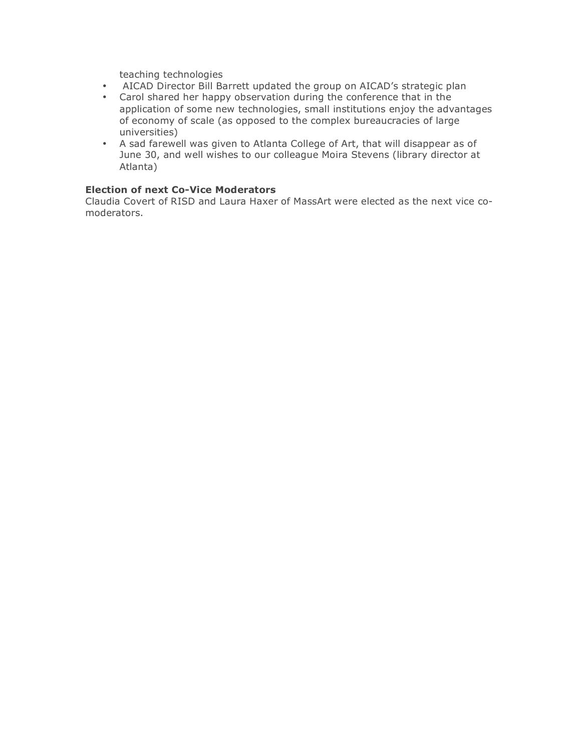teaching technologies

- AICAD Director Bill Barrett updated the group on AICAD's strategic plan
- Carol shared her happy observation during the conference that in the application of some new technologies, small institutions enjoy the advantages of economy of scale (as opposed to the complex bureaucracies of large universities)
- A sad farewell was given to Atlanta College of Art, that will disappear as of June 30, and well wishes to our colleague Moira Stevens (library director at Atlanta)

**Election of next Co-Vice Moderators**

Claudia Covert of RISD and Laura Haxer of MassArt were elected as the next vice co-moderators.